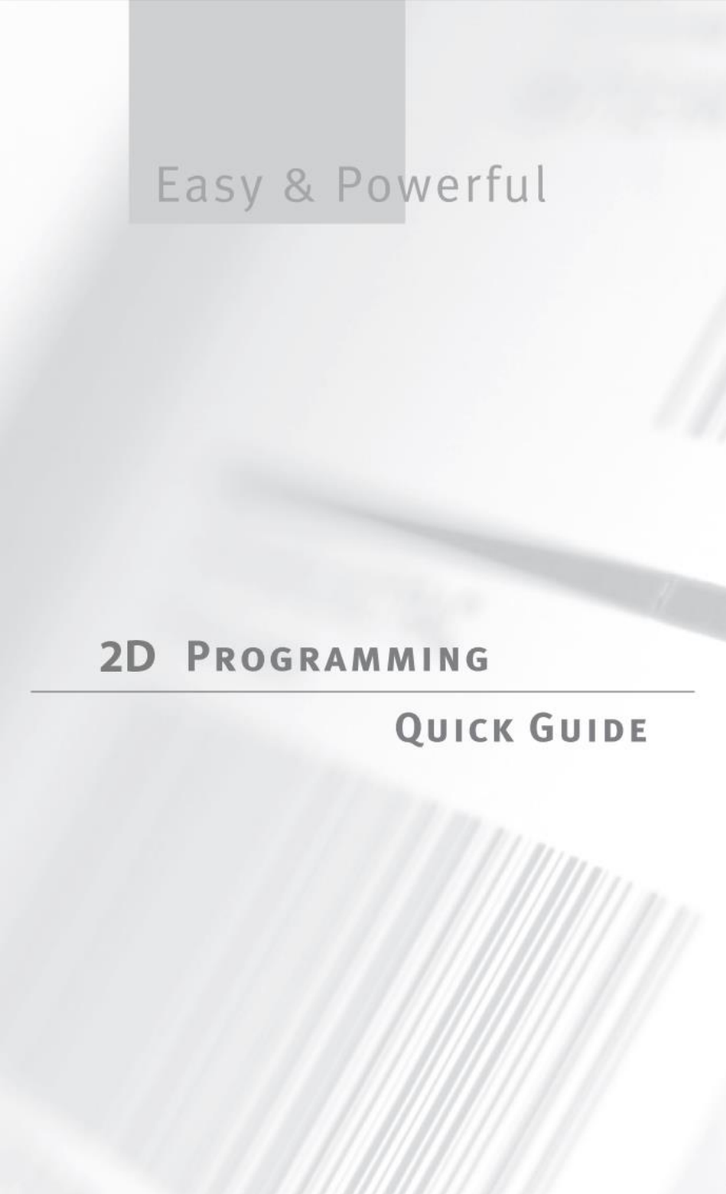Easy & Powerful

# 2D Programming

## Quick Guide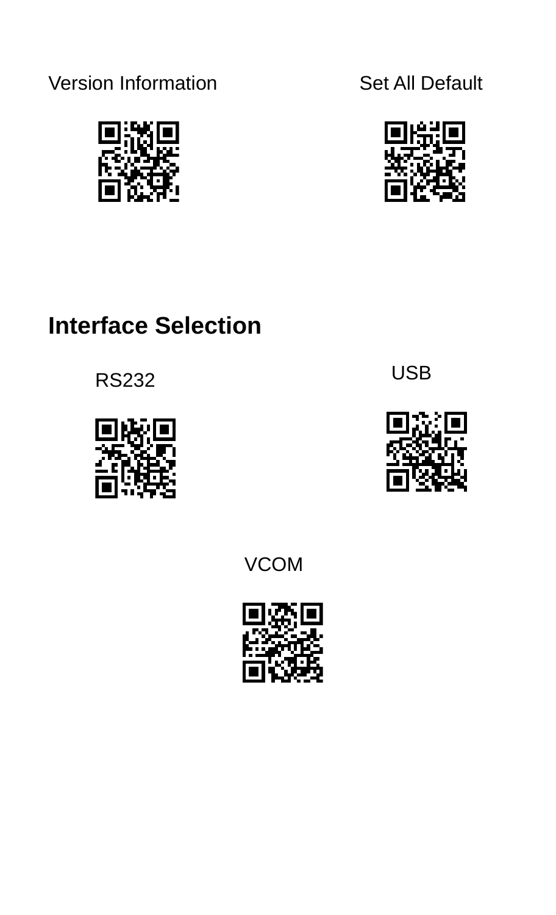Version Information

Set All Default

## Interface Selection

RS232

USB

VCOM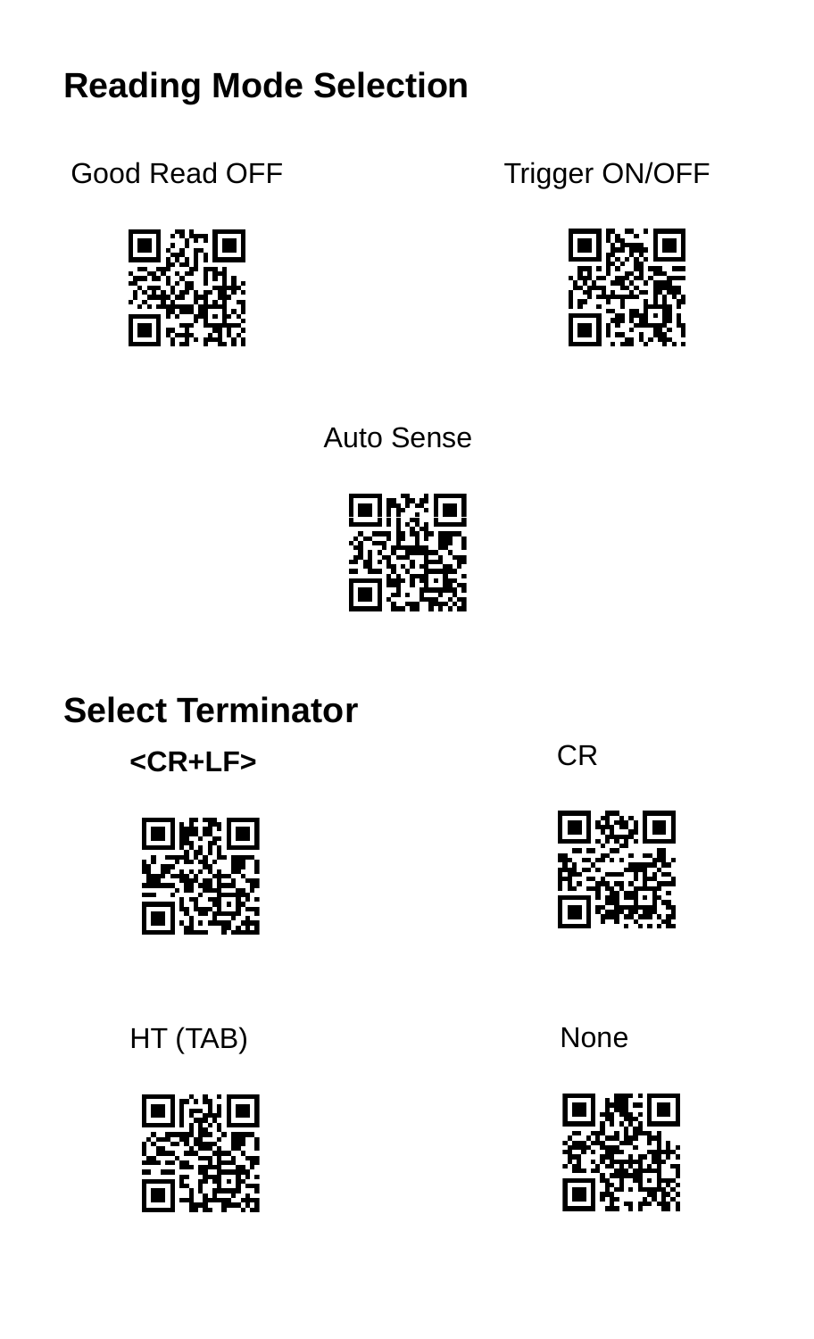## Reading Mode Selection

Good Read OFF

Trigger ON/OFF

Auto Sense

## Select Terminator

**<CR+LF>**

CR

HT (TAB)

None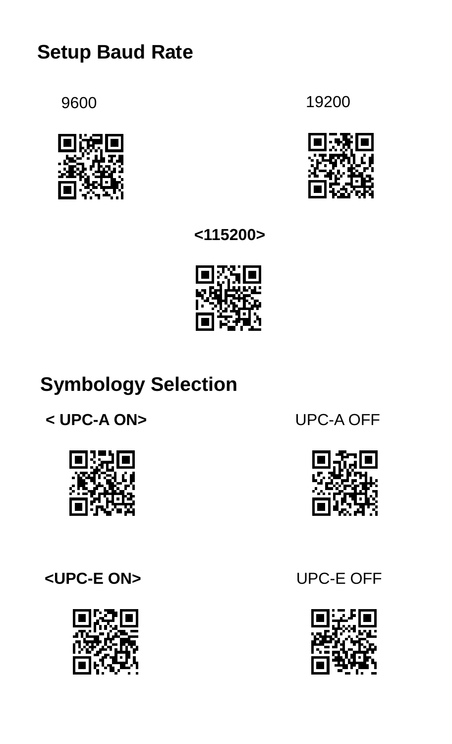## Setup Baud Rate

9600

19200

**<115200>**

## Symbology Selection

**< UPC-A ON>**

UPC-A OFF

**<UPC-E ON>**

UPC-E OFF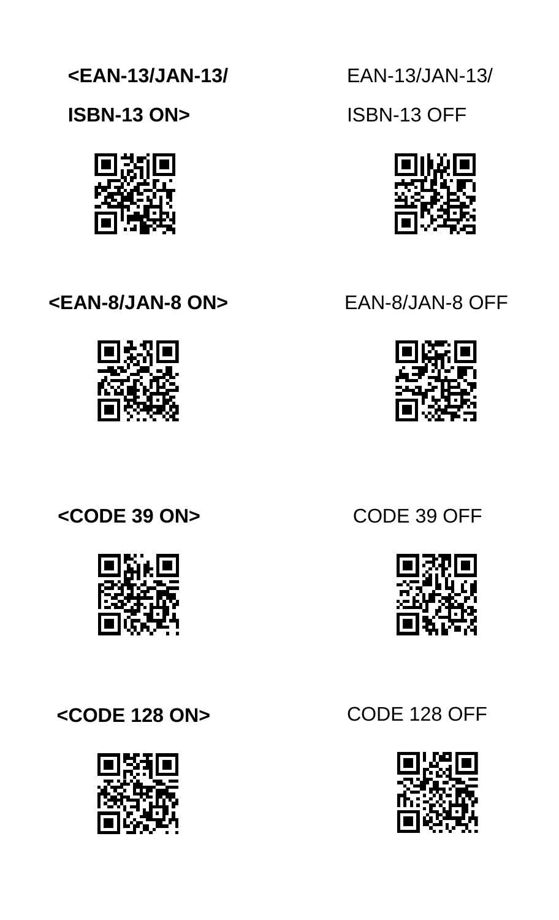**<EAN-13/JAN-13/ ISBN-13 ON>**

EAN-13/JAN-13/ ISBN-13 OFF

**<EAN-8/JAN-8 ON>**

EAN-8/JAN-8 OFF

**<CODE 39 ON>**

CODE 39 OFF

**<CODE 128 ON>**

CODE 128 OFF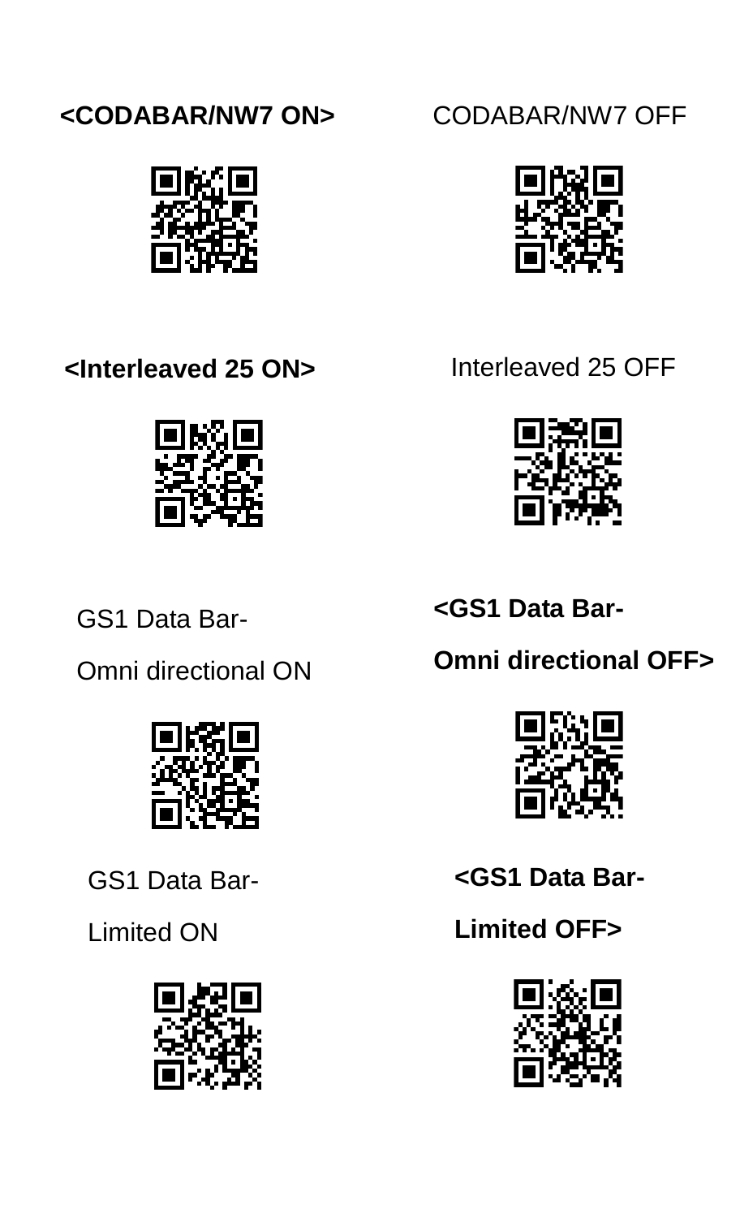**<CODABAR/NW7 ON>**

CODABAR/NW7 OFF

**<Interleaved 25 ON>**

Interleaved 25 OFF

GS1 Data Bar-

Omni directional ON

**<GS1 Data Bar-**

**Omni directional OFF>**

GS1 Data Bar-

Limited ON

**<GS1 Data Bar-**

**Limited OFF>**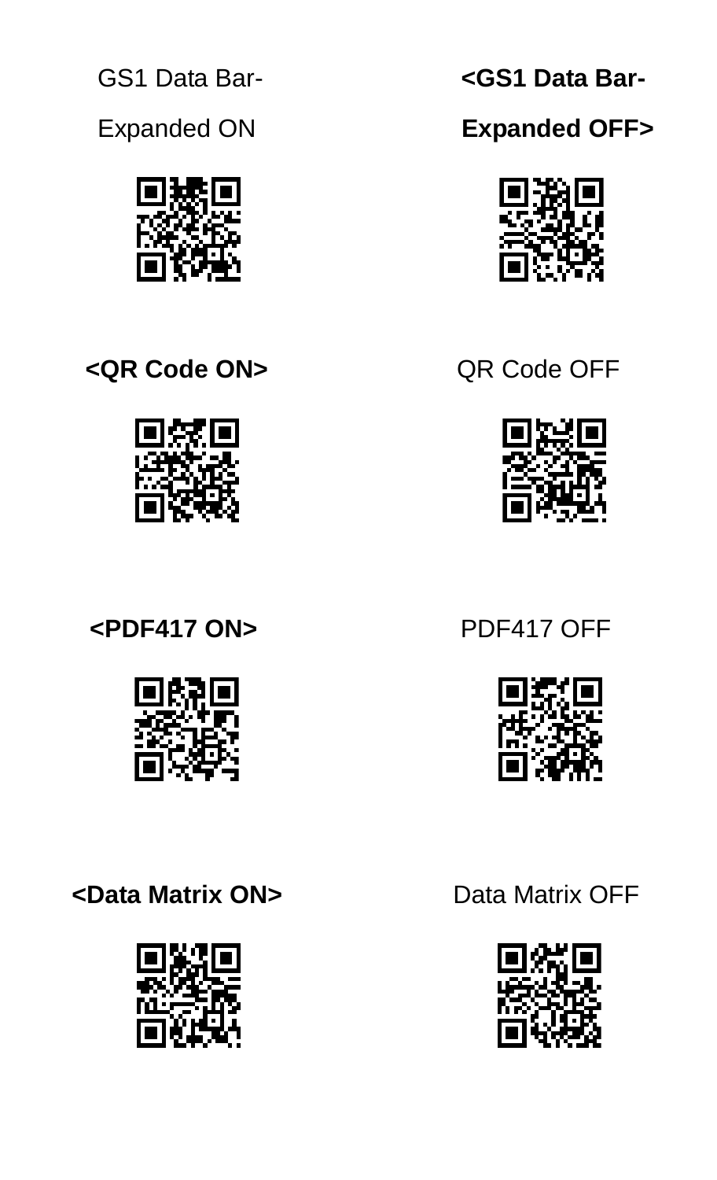GS1 Data Bar-Expanded ON

**<GS1 Data Bar-Expanded OFF>**

**<QR Code ON>**

QR Code OFF

**<PDF417 ON>**

PDF417 OFF

**<Data Matrix ON>**

Data Matrix OFF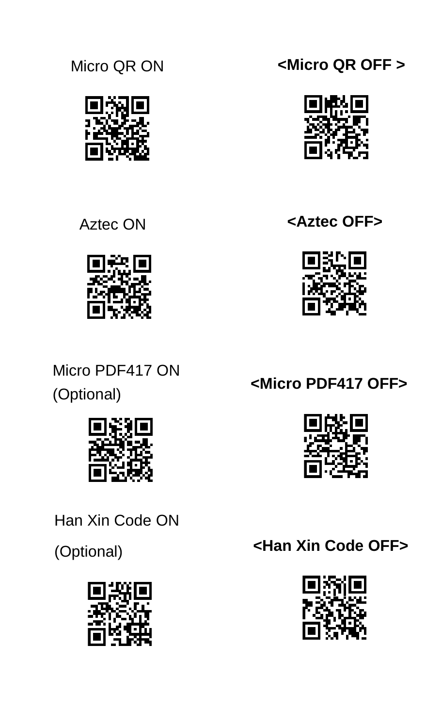Micro QR ON

**<Micro QR OFF >**

Aztec ON

**<Aztec OFF>**

Micro PDF417 ON (Optional)

**<Micro PDF417 OFF>**

Han Xin Code ON (Optional)

**<Han Xin Code OFF>**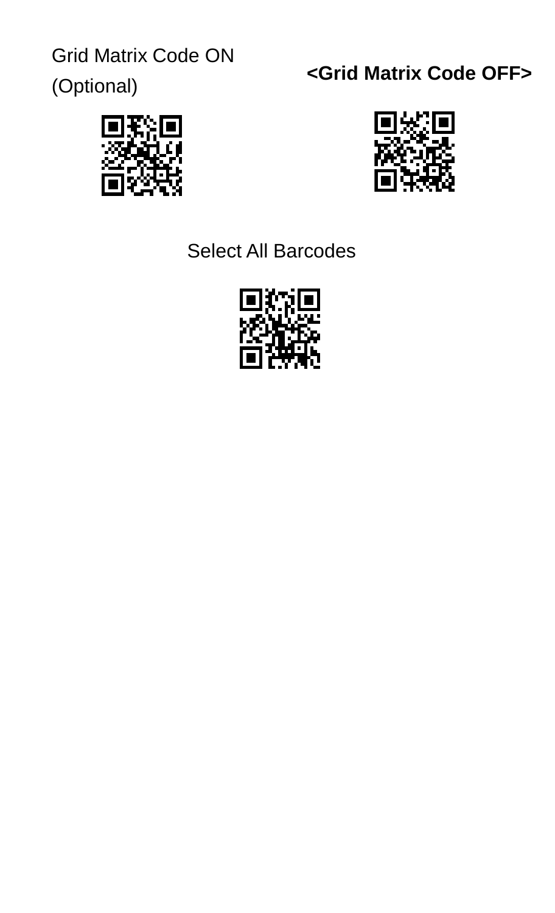Grid Matrix Code ON (Optional)

**<Grid Matrix Code OFF>**

Select All Barcodes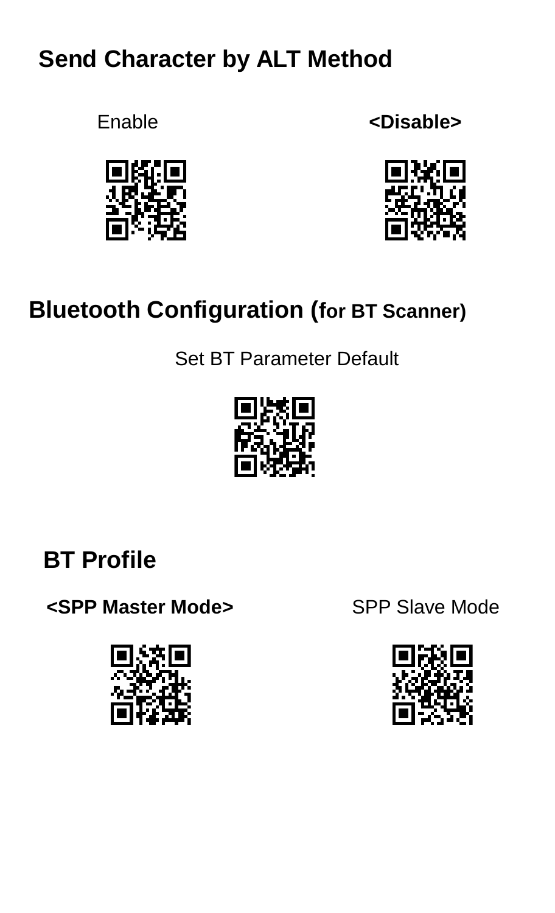## Send Character by ALT Method

Enable

**<Disable>**

## Bluetooth Configuration (for BT Scanner)

Set BT Parameter Default

## BT Profile

**<SPP Master Mode>**

SPP Slave Mode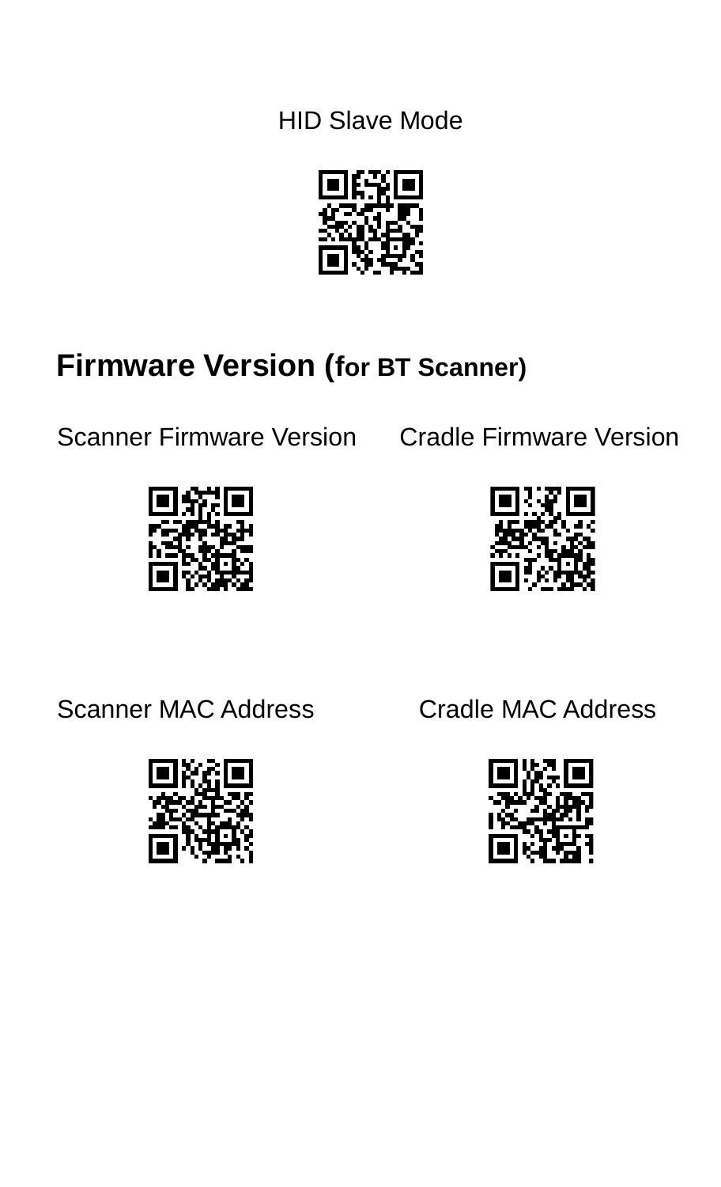HID Slave Mode

## Firmware Version (for BT Scanner)

Scanner Firmware Version

Cradle Firmware Version

Scanner MAC Address

Cradle MAC Address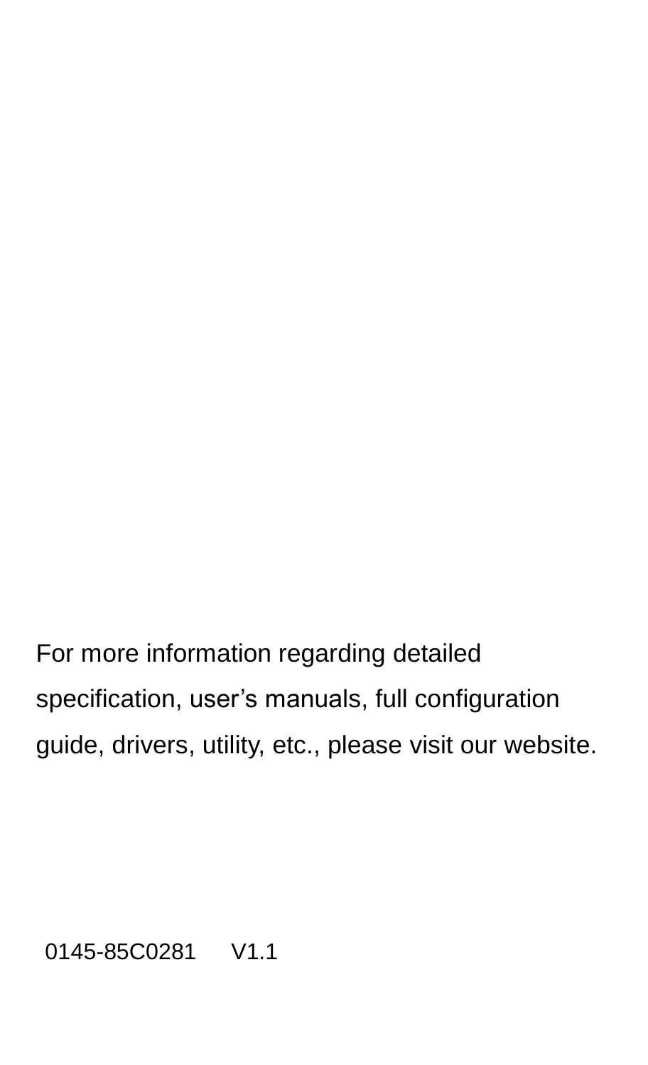For more information regarding detailed specification, user's manuals, full configuration guide, drivers, utility, etc., please visit our website.

0145-85C0281 V1.1